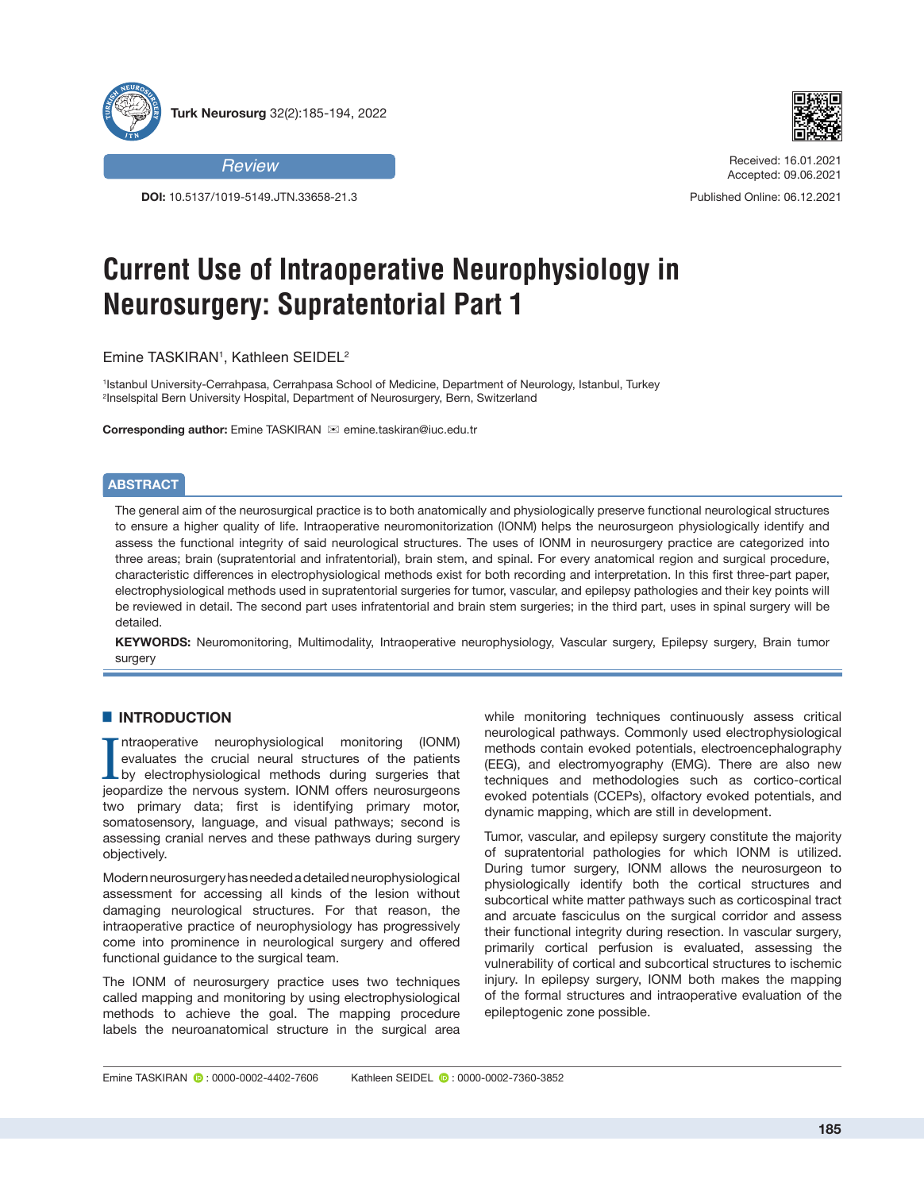Review

DOI: 10.5137/1019-5149.JTN.33658-21.3

Received: 16.01.2021
Accepted: 09.06.2021

Published Online: 06.12.2021

# Current Use of Intraoperative Neurophysiology in Neurosurgery: Supratentorial Part 1

Emine TASKIRAN[1], Kathleen SEIDEL[2]

[1]Istanbul University-Cerrahpasa, Cerrahpasa School of Medicine, Department of Neurology, Istanbul, Turkey
[2]Inselspital Bern University Hospital, Department of Neurosurgery, Bern, Switzerland

**Corresponding author:** Emine TASKIRAN ✉ emine.taskiran@iuc.edu.tr

## ABSTRACT

The general aim of the neurosurgical practice is to both anatomically and physiologically preserve functional neurological structures to ensure a higher quality of life. Intraoperative neuromonitorization (IONM) helps the neurosurgeon physiologically identify and assess the functional integrity of said neurological structures. The uses of IONM in neurosurgery practice are categorized into three areas; brain (supratentorial and infratentorial), brain stem, and spinal. For every anatomical region and surgical procedure, characteristic differences in electrophysiological methods exist for both recording and interpretation. In this first three-part paper, electrophysiological methods used in supratentorial surgeries for tumor, vascular, and epilepsy pathologies and their key points will be reviewed in detail. The second part uses infratentorial and brain stem surgeries; in the third part, uses in spinal surgery will be detailed.

**KEYWORDS:** Neuromonitoring, Multimodality, Intraoperative neurophysiology, Vascular surgery, Epilepsy surgery, Brain tumor surgery

## INTRODUCTION

Intraoperative neurophysiological monitoring (IONM) evaluates the crucial neural structures of the patients by electrophysiological methods during surgeries that jeopardize the nervous system. IONM offers neurosurgeons two primary data; first is identifying primary motor, somatosensory, language, and visual pathways; second is assessing cranial nerves and these pathways during surgery objectively.

Modern neurosurgery has needed a detailed neurophysiological assessment for accessing all kinds of the lesion without damaging neurological structures. For that reason, the intraoperative practice of neurophysiology has progressively come into prominence in neurological surgery and offered functional guidance to the surgical team.

The IONM of neurosurgery practice uses two techniques called mapping and monitoring by using electrophysiological methods to achieve the goal. The mapping procedure labels the neuroanatomical structure in the surgical area while monitoring techniques continuously assess critical neurological pathways. Commonly used electrophysiological methods contain evoked potentials, electroencephalography (EEG), and electromyography (EMG). There are also new techniques and methodologies such as cortico-cortical evoked potentials (CCEPs), olfactory evoked potentials, and dynamic mapping, which are still in development.

Tumor, vascular, and epilepsy surgery constitute the majority of supratentorial pathologies for which IONM is utilized. During tumor surgery, IONM allows the neurosurgeon to physiologically identify both the cortical structures and subcortical white matter pathways such as corticospinal tract and arcuate fasciculus on the surgical corridor and assess their functional integrity during resection. In vascular surgery, primarily cortical perfusion is evaluated, assessing the vulnerability of cortical and subcortical structures to ischemic injury. In epilepsy surgery, IONM both makes the mapping of the formal structures and intraoperative evaluation of the epileptogenic zone possible.

Emine TASKIRAN : 0000-0002-4402-7606    Kathleen SEIDEL : 0000-0002-7360-3852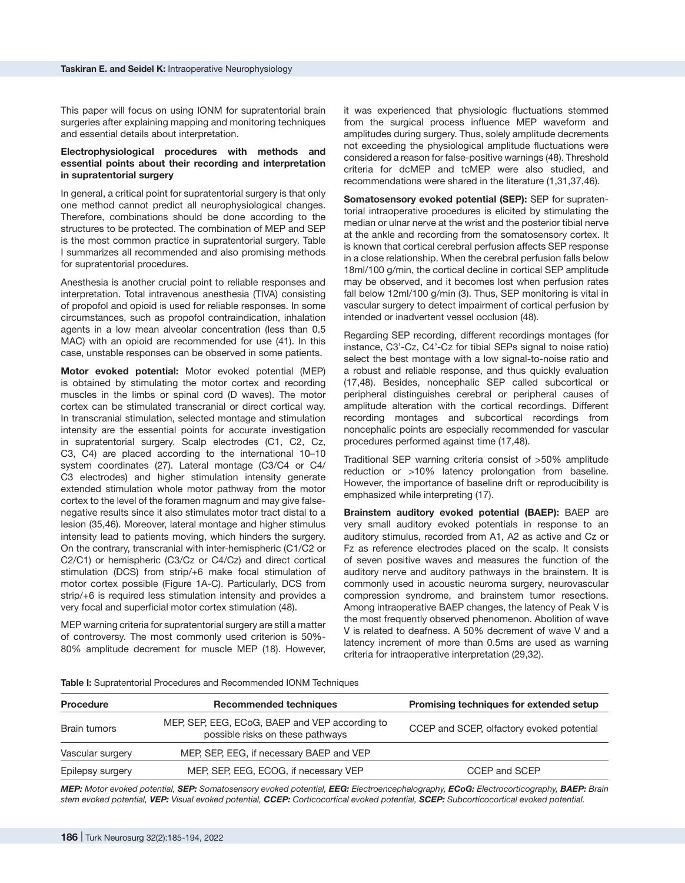This paper will focus on using IONM for supratentorial brain surgeries after explaining mapping and monitoring techniques and essential details about interpretation.

### Electrophysiological procedures with methods and essential points about their recording and interpretation in supratentorial surgery

In general, a critical point for supratentorial surgery is that only one method cannot predict all neurophysiological changes. Therefore, combinations should be done according to the structures to be protected. The combination of MEP and SEP is the most common practice in supratentorial surgery. Table I summarizes all recommended and also promising methods for supratentorial procedures.

Anesthesia is another crucial point to reliable responses and interpretation. Total intravenous anesthesia (TIVA) consisting of propofol and opioid is used for reliable responses. In some circumstances, such as propofol contraindication, inhalation agents in a low mean alveolar concentration (less than 0.5 MAC) with an opioid are recommended for use (41). In this case, unstable responses can be observed in some patients.

**Motor evoked potential:** Motor evoked potential (MEP) is obtained by stimulating the motor cortex and recording muscles in the limbs or spinal cord (D waves). The motor cortex can be stimulated transcranial or direct cortical way. In transcranial stimulation, selected montage and stimulation intensity are the essential points for accurate investigation in supratentorial surgery. Scalp electrodes (C1, C2, Cz, C3, C4) are placed according to the international 10–10 system coordinates (27). Lateral montage (C3/C4 or C4/C3 electrodes) and higher stimulation intensity generate extended stimulation whole motor pathway from the motor cortex to the level of the foramen magnum and may give false-negative results since it also stimulates motor tract distal to a lesion (35,46). Moreover, lateral montage and higher stimulus intensity lead to patients moving, which hinders the surgery. On the contrary, transcranial with inter-hemispheric (C1/C2 or C2/C1) or hemispheric (C3/Cz or C4/Cz) and direct cortical stimulation (DCS) from strip/+6 make focal stimulation of motor cortex possible (Figure 1A-C). Particularly, DCS from strip/+6 is required less stimulation intensity and provides a very focal and superficial motor cortex stimulation (48).

MEP warning criteria for supratentorial surgery are still a matter of controversy. The most commonly used criterion is 50%-80% amplitude decrement for muscle MEP (18). However, it was experienced that physiologic fluctuations stemmed from the surgical process influence MEP waveform and amplitudes during surgery. Thus, solely amplitude decrements not exceeding the physiological amplitude fluctuations were considered a reason for false-positive warnings (48). Threshold criteria for dcMEP and tcMEP were also studied, and recommendations were shared in the literature (1,31,37,46).

**Somatosensory evoked potential (SEP):** SEP for supratentorial intraoperative procedures is elicited by stimulating the median or ulnar nerve at the wrist and the posterior tibial nerve at the ankle and recording from the somatosensory cortex. It is known that cortical cerebral perfusion affects SEP response in a close relationship. When the cerebral perfusion falls below 18ml/100 g/min, the cortical decline in cortical SEP amplitude may be observed, and it becomes lost when perfusion rates fall below 12ml/100 g/min (3). Thus, SEP monitoring is vital in vascular surgery to detect impairment of cortical perfusion by intended or inadvertent vessel occlusion (48).

Regarding SEP recording, different recordings montages (for instance, C3'-Cz, C4'-Cz for tibial SEPs signal to noise ratio) select the best montage with a low signal-to-noise ratio and a robust and reliable response, and thus quickly evaluation (17,48). Besides, noncephalic SEP called subcortical or peripheral distinguishes cerebral or peripheral causes of amplitude alteration with the cortical recordings. Different recording montages and subcortical recordings from noncephalic points are especially recommended for vascular procedures performed against time (17,48).

Traditional SEP warning criteria consist of >50% amplitude reduction or >10% latency prolongation from baseline. However, the importance of baseline drift or reproducibility is emphasized while interpreting (17).

**Brainstem auditory evoked potential (BAEP):** BAEP are very small auditory evoked potentials in response to an auditory stimulus, recorded from A1, A2 as active and Cz or Fz as reference electrodes placed on the scalp. It consists of seven positive waves and measures the function of the auditory nerve and auditory pathways in the brainstem. It is commonly used in acoustic neuroma surgery, neurovascular compression syndrome, and brainstem tumor resections. Among intraoperative BAEP changes, the latency of Peak V is the most frequently observed phenomenon. Abolition of wave V is related to deafness. A 50% decrement of wave V and a latency increment of more than 0.5ms are used as warning criteria for intraoperative interpretation (29,32).

**Table I:** Supratentorial Procedures and Recommended IONM Techniques

| Procedure | Recommended techniques | Promising techniques for extended setup |
|---|---|---|
| Brain tumors | MEP, SEP, EEG, ECoG, BAEP and VEP according to possible risks on these pathways | CCEP and SCEP, olfactory evoked potential |
| Vascular surgery | MEP, SEP, EEG, if necessary BAEP and VEP | |
| Epilepsy surgery | MEP, SEP, EEG, ECOG, if necessary VEP | CCEP and SCEP |

***MEP:** Motor evoked potential, **SEP:** Somatosensory evoked potential, **EEG:** Electroencephalography, **ECoG:** Electrocorticography, **BAEP:** Brain stem evoked potential, **VEP:** Visual evoked potential, **CCEP:** Corticocortical evoked potential, **SCEP:** Subcorticocortical evoked potential.*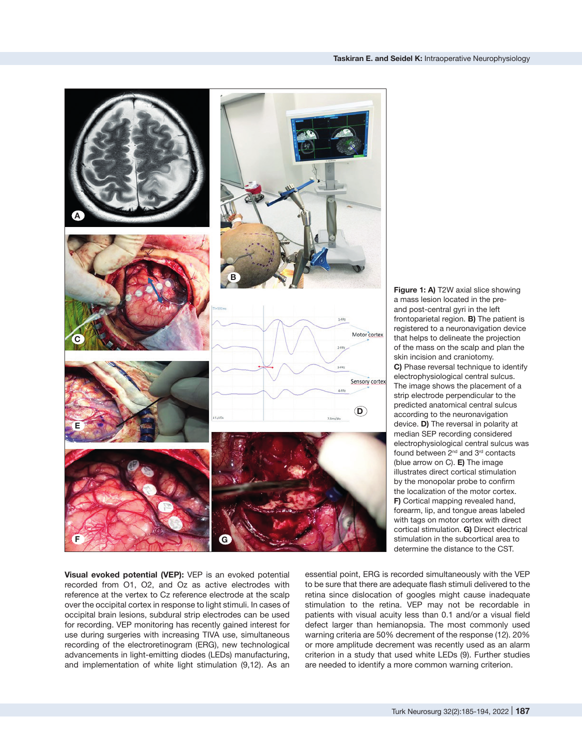**Figure 1: A)** T2W axial slice showing a mass lesion located in the pre- and post-central gyri in the left frontoparietal region. **B)** The patient is registered to a neuronavigation device that helps to delineate the projection of the mass on the scalp and plan the skin incision and craniotomy. **C)** Phase reversal technique to identify electrophysiological central sulcus. The image shows the placement of a strip electrode perpendicular to the predicted anatomical central sulcus according to the neuronavigation device. **D)** The reversal in polarity at median SEP recording considered electrophysiological central sulcus was found between 2nd and 3rd contacts (blue arrow on C). **E)** The image illustrates direct cortical stimulation by the monopolar probe to confirm the localization of the motor cortex. **F)** Cortical mapping revealed hand, forearm, lip, and tongue areas labeled with tags on motor cortex with direct cortical stimulation. **G)** Direct electrical stimulation in the subcortical area to determine the distance to the CST.

**Visual evoked potential (VEP):** VEP is an evoked potential recorded from O1, O2, and Oz as active electrodes with reference at the vertex to Cz reference electrode at the scalp over the occipital cortex in response to light stimuli. In cases of occipital brain lesions, subdural strip electrodes can be used for recording. VEP monitoring has recently gained interest for use during surgeries with increasing TIVA use, simultaneous recording of the electroretinogram (ERG), new technological advancements in light-emitting diodes (LEDs) manufacturing, and implementation of white light stimulation (9,12). As an essential point, ERG is recorded simultaneously with the VEP to be sure that there are adequate flash stimuli delivered to the retina since dislocation of googles might cause inadequate stimulation to the retina. VEP may not be recordable in patients with visual acuity less than 0.1 and/or a visual field defect larger than hemianopsia. The most commonly used warning criteria are 50% decrement of the response (12). 20% or more amplitude decrement was recently used as an alarm criterion in a study that used white LEDs (9). Further studies are needed to identify a more common warning criterion.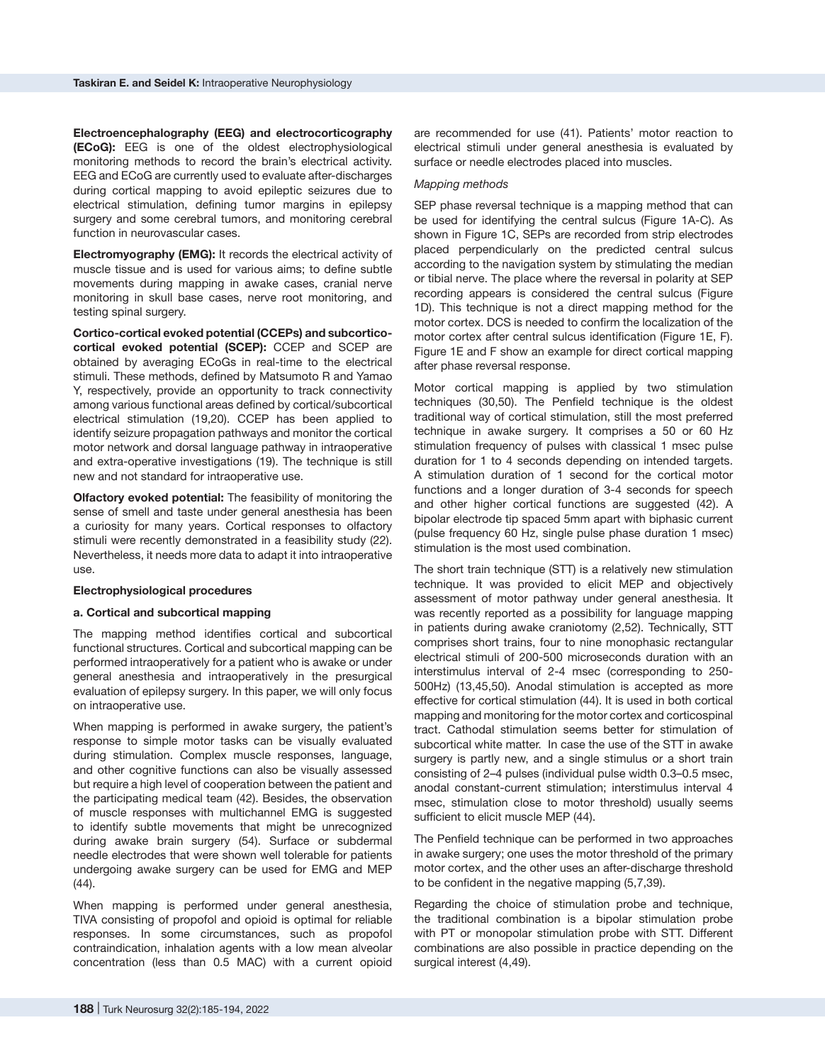**Electroencephalography (EEG) and electrocorticography (ECoG):** EEG is one of the oldest electrophysiological monitoring methods to record the brain's electrical activity. EEG and ECoG are currently used to evaluate after-discharges during cortical mapping to avoid epileptic seizures due to electrical stimulation, defining tumor margins in epilepsy surgery and some cerebral tumors, and monitoring cerebral function in neurovascular cases.

**Electromyography (EMG):** It records the electrical activity of muscle tissue and is used for various aims; to define subtle movements during mapping in awake cases, cranial nerve monitoring in skull base cases, nerve root monitoring, and testing spinal surgery.

**Cortico-cortical evoked potential (CCEPs) and subcortico-cortical evoked potential (SCEP):** CCEP and SCEP are obtained by averaging ECoGs in real-time to the electrical stimuli. These methods, defined by Matsumoto R and Yamao Y, respectively, provide an opportunity to track connectivity among various functional areas defined by cortical/subcortical electrical stimulation (19,20). CCEP has been applied to identify seizure propagation pathways and monitor the cortical motor network and dorsal language pathway in intraoperative and extra-operative investigations (19). The technique is still new and not standard for intraoperative use.

**Olfactory evoked potential:** The feasibility of monitoring the sense of smell and taste under general anesthesia has been a curiosity for many years. Cortical responses to olfactory stimuli were recently demonstrated in a feasibility study (22). Nevertheless, it needs more data to adapt it into intraoperative use.

**Electrophysiological procedures**

**a. Cortical and subcortical mapping**

The mapping method identifies cortical and subcortical functional structures. Cortical and subcortical mapping can be performed intraoperatively for a patient who is awake or under general anesthesia and intraoperatively in the presurgical evaluation of epilepsy surgery. In this paper, we will only focus on intraoperative use.

When mapping is performed in awake surgery, the patient's response to simple motor tasks can be visually evaluated during stimulation. Complex muscle responses, language, and other cognitive functions can also be visually assessed but require a high level of cooperation between the patient and the participating medical team (42). Besides, the observation of muscle responses with multichannel EMG is suggested to identify subtle movements that might be unrecognized during awake brain surgery (54). Surface or subdermal needle electrodes that were shown well tolerable for patients undergoing awake surgery can be used for EMG and MEP (44).

When mapping is performed under general anesthesia, TIVA consisting of propofol and opioid is optimal for reliable responses. In some circumstances, such as propofol contraindication, inhalation agents with a low mean alveolar concentration (less than 0.5 MAC) with a current opioid are recommended for use (41). Patients' motor reaction to electrical stimuli under general anesthesia is evaluated by surface or needle electrodes placed into muscles.

*Mapping methods*

SEP phase reversal technique is a mapping method that can be used for identifying the central sulcus (Figure 1A-C). As shown in Figure 1C, SEPs are recorded from strip electrodes placed perpendicularly on the predicted central sulcus according to the navigation system by stimulating the median or tibial nerve. The place where the reversal in polarity at SEP recording appears is considered the central sulcus (Figure 1D). This technique is not a direct mapping method for the motor cortex. DCS is needed to confirm the localization of the motor cortex after central sulcus identification (Figure 1E, F). Figure 1E and F show an example for direct cortical mapping after phase reversal response.

Motor cortical mapping is applied by two stimulation techniques (30,50). The Penfield technique is the oldest traditional way of cortical stimulation, still the most preferred technique in awake surgery. It comprises a 50 or 60 Hz stimulation frequency of pulses with classical 1 msec pulse duration for 1 to 4 seconds depending on intended targets. A stimulation duration of 1 second for the cortical motor functions and a longer duration of 3-4 seconds for speech and other higher cortical functions are suggested (42). A bipolar electrode tip spaced 5mm apart with biphasic current (pulse frequency 60 Hz, single pulse phase duration 1 msec) stimulation is the most used combination.

The short train technique (STT) is a relatively new stimulation technique. It was provided to elicit MEP and objectively assessment of motor pathway under general anesthesia. It was recently reported as a possibility for language mapping in patients during awake craniotomy (2,52). Technically, STT comprises short trains, four to nine monophasic rectangular electrical stimuli of 200-500 microseconds duration with an interstimulus interval of 2-4 msec (corresponding to 250-500Hz) (13,45,50). Anodal stimulation is accepted as more effective for cortical stimulation (44). It is used in both cortical mapping and monitoring for the motor cortex and corticospinal tract. Cathodal stimulation seems better for stimulation of subcortical white matter. In case the use of the STT in awake surgery is partly new, and a single stimulus or a short train consisting of 2–4 pulses (individual pulse width 0.3–0.5 msec, anodal constant-current stimulation; interstimulus interval 4 msec, stimulation close to motor threshold) usually seems sufficient to elicit muscle MEP (44).

The Penfield technique can be performed in two approaches in awake surgery; one uses the motor threshold of the primary motor cortex, and the other uses an after-discharge threshold to be confident in the negative mapping (5,7,39).

Regarding the choice of stimulation probe and technique, the traditional combination is a bipolar stimulation probe with PT or monopolar stimulation probe with STT. Different combinations are also possible in practice depending on the surgical interest (4,49).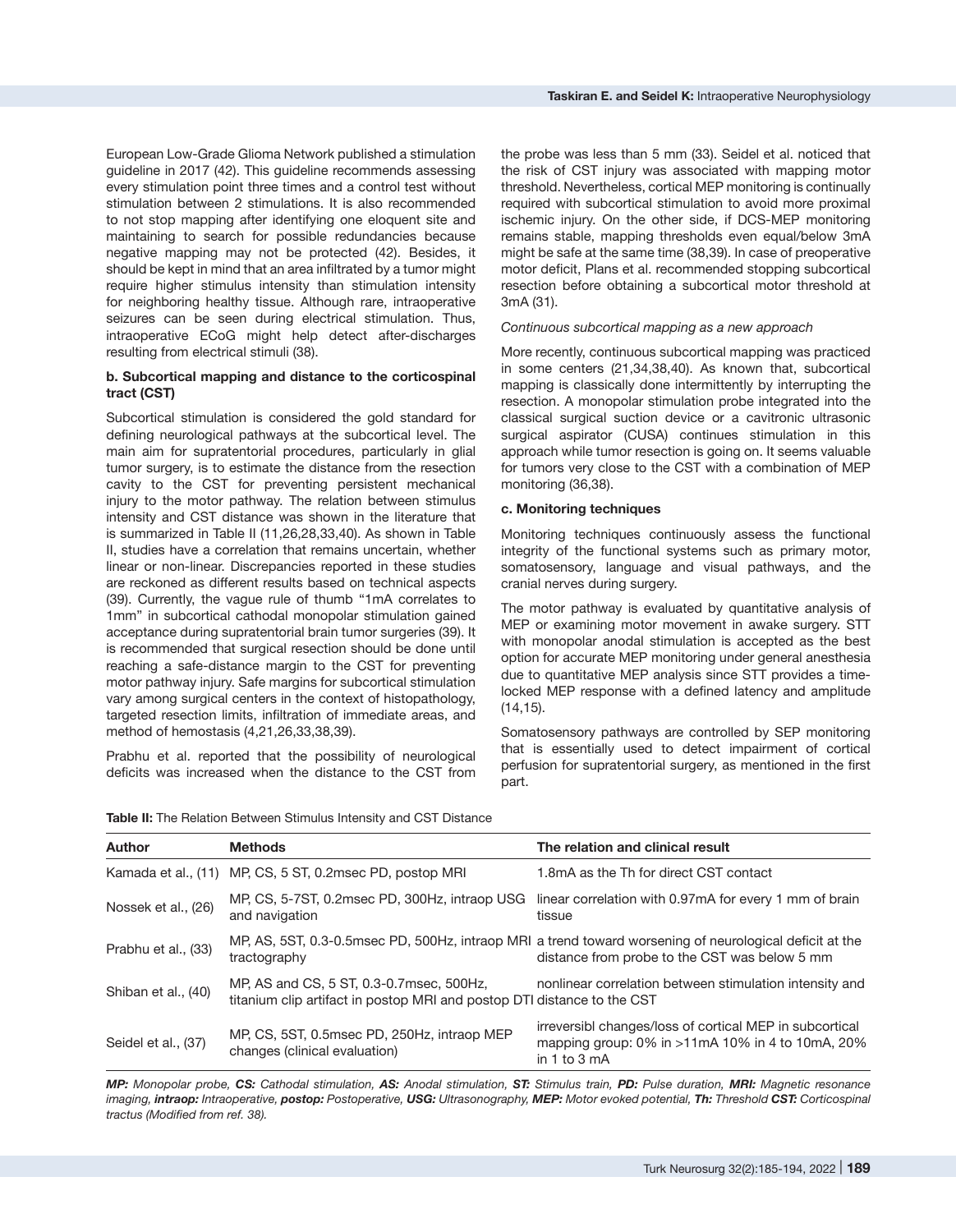European Low-Grade Glioma Network published a stimulation guideline in 2017 (42). This guideline recommends assessing every stimulation point three times and a control test without stimulation between 2 stimulations. It is also recommended to not stop mapping after identifying one eloquent site and maintaining to search for possible redundancies because negative mapping may not be protected (42). Besides, it should be kept in mind that an area infiltrated by a tumor might require higher stimulus intensity than stimulation intensity for neighboring healthy tissue. Although rare, intraoperative seizures can be seen during electrical stimulation. Thus, intraoperative ECoG might help detect after-discharges resulting from electrical stimuli (38).

#### b. Subcortical mapping and distance to the corticospinal tract (CST)

Subcortical stimulation is considered the gold standard for defining neurological pathways at the subcortical level. The main aim for supratentorial procedures, particularly in glial tumor surgery, is to estimate the distance from the resection cavity to the CST for preventing persistent mechanical injury to the motor pathway. The relation between stimulus intensity and CST distance was shown in the literature that is summarized in Table II (11,26,28,33,40). As shown in Table II, studies have a correlation that remains uncertain, whether linear or non-linear. Discrepancies reported in these studies are reckoned as different results based on technical aspects (39). Currently, the vague rule of thumb "1mA correlates to 1mm" in subcortical cathodal monopolar stimulation gained acceptance during supratentorial brain tumor surgeries (39). It is recommended that surgical resection should be done until reaching a safe-distance margin to the CST for preventing motor pathway injury. Safe margins for subcortical stimulation vary among surgical centers in the context of histopathology, targeted resection limits, infiltration of immediate areas, and method of hemostasis (4,21,26,33,38,39).

Prabhu et al. reported that the possibility of neurological deficits was increased when the distance to the CST from the probe was less than 5 mm (33). Seidel et al. noticed that the risk of CST injury was associated with mapping motor threshold. Nevertheless, cortical MEP monitoring is continually required with subcortical stimulation to avoid more proximal ischemic injury. On the other side, if DCS-MEP monitoring remains stable, mapping thresholds even equal/below 3mA might be safe at the same time (38,39). In case of preoperative motor deficit, Plans et al. recommended stopping subcortical resection before obtaining a subcortical motor threshold at 3mA (31).

*Continuous subcortical mapping as a new approach*

More recently, continuous subcortical mapping was practiced in some centers (21,34,38,40). As known that, subcortical mapping is classically done intermittently by interrupting the resection. A monopolar stimulation probe integrated into the classical surgical suction device or a cavitronic ultrasonic surgical aspirator (CUSA) continues stimulation in this approach while tumor resection is going on. It seems valuable for tumors very close to the CST with a combination of MEP monitoring (36,38).

#### c. Monitoring techniques

Monitoring techniques continuously assess the functional integrity of the functional systems such as primary motor, somatosensory, language and visual pathways, and the cranial nerves during surgery.

The motor pathway is evaluated by quantitative analysis of MEP or examining motor movement in awake surgery. STT with monopolar anodal stimulation is accepted as the best option for accurate MEP monitoring under general anesthesia due to quantitative MEP analysis since STT provides a time-locked MEP response with a defined latency and amplitude (14,15).

Somatosensory pathways are controlled by SEP monitoring that is essentially used to detect impairment of cortical perfusion for supratentorial surgery, as mentioned in the first part.

**Table II:** The Relation Between Stimulus Intensity and CST Distance

| Author | Methods | The relation and clinical result |
|---|---|---|
| Kamada et al., (11) | MP, CS, 5 ST, 0.2msec PD, postop MRI | 1.8mA as the Th for direct CST contact |
| Nossek et al., (26) | MP, CS, 5-7ST, 0.2msec PD, 300Hz, intraop USG and navigation | linear correlation with 0.97mA for every 1 mm of brain tissue |
| Prabhu et al., (33) | MP, AS, 5ST, 0.3-0.5msec PD, 500Hz, intraop MRI tractography | a trend toward worsening of neurological deficit at the distance from probe to the CST was below 5 mm |
| Shiban et al., (40) | MP, AS and CS, 5 ST, 0.3-0.7msec, 500Hz, titanium clip artifact in postop MRI and postop DTI | nonlinear correlation between stimulation intensity and distance to the CST |
| Seidel et al., (37) | MP, CS, 5ST, 0.5msec PD, 250Hz, intraop MEP changes (clinical evaluation) | irreversibl changes/loss of cortical MEP in subcortical mapping group: 0% in >11mA 10% in 4 to 10mA, 20% in 1 to 3 mA |

***MP:** Monopolar probe, **CS:** Cathodal stimulation, **AS:** Anodal stimulation, **ST:** Stimulus train, **PD:** Pulse duration, **MRI:** Magnetic resonance imaging, **intraop:** Intraoperative, **postop:** Postoperative, **USG:** Ultrasonography, **MEP:** Motor evoked potential, **Th:** Threshold **CST:** Corticospinal tractus (Modified from ref. 38).*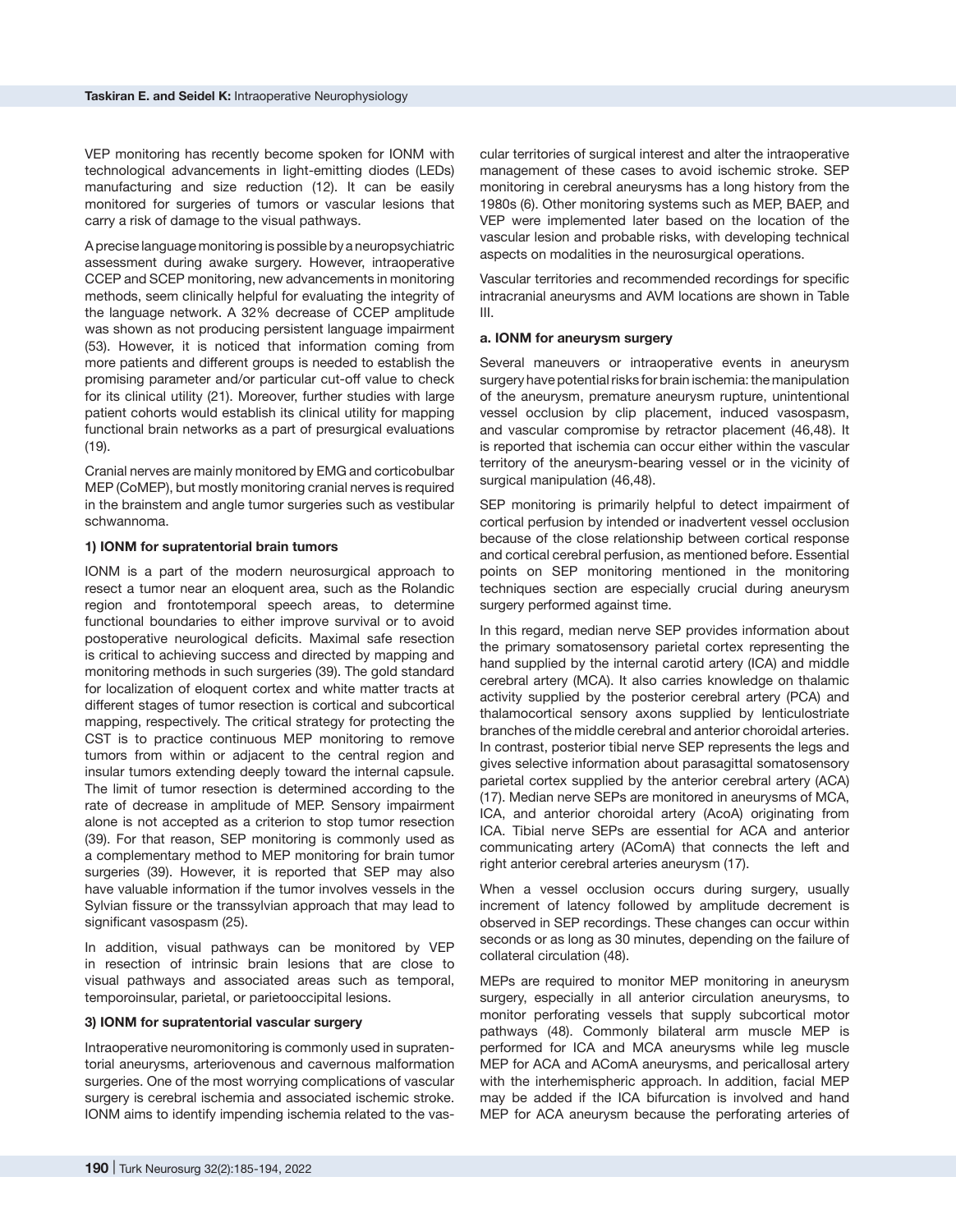VEP monitoring has recently become spoken for IONM with technological advancements in light-emitting diodes (LEDs) manufacturing and size reduction (12). It can be easily monitored for surgeries of tumors or vascular lesions that carry a risk of damage to the visual pathways.

A precise language monitoring is possible by a neuropsychiatric assessment during awake surgery. However, intraoperative CCEP and SCEP monitoring, new advancements in monitoring methods, seem clinically helpful for evaluating the integrity of the language network. A 32% decrease of CCEP amplitude was shown as not producing persistent language impairment (53). However, it is noticed that information coming from more patients and different groups is needed to establish the promising parameter and/or particular cut-off value to check for its clinical utility (21). Moreover, further studies with large patient cohorts would establish its clinical utility for mapping functional brain networks as a part of presurgical evaluations (19).

Cranial nerves are mainly monitored by EMG and corticobulbar MEP (CoMEP), but mostly monitoring cranial nerves is required in the brainstem and angle tumor surgeries such as vestibular schwannoma.

#### 1) IONM for supratentorial brain tumors

IONM is a part of the modern neurosurgical approach to resect a tumor near an eloquent area, such as the Rolandic region and frontotemporal speech areas, to determine functional boundaries to either improve survival or to avoid postoperative neurological deficits. Maximal safe resection is critical to achieving success and directed by mapping and monitoring methods in such surgeries (39). The gold standard for localization of eloquent cortex and white matter tracts at different stages of tumor resection is cortical and subcortical mapping, respectively. The critical strategy for protecting the CST is to practice continuous MEP monitoring to remove tumors from within or adjacent to the central region and insular tumors extending deeply toward the internal capsule. The limit of tumor resection is determined according to the rate of decrease in amplitude of MEP. Sensory impairment alone is not accepted as a criterion to stop tumor resection (39). For that reason, SEP monitoring is commonly used as a complementary method to MEP monitoring for brain tumor surgeries (39). However, it is reported that SEP may also have valuable information if the tumor involves vessels in the Sylvian fissure or the transsylvian approach that may lead to significant vasospasm (25).

In addition, visual pathways can be monitored by VEP in resection of intrinsic brain lesions that are close to visual pathways and associated areas such as temporal, temporoinsular, parietal, or parietooccipital lesions.

#### 3) IONM for supratentorial vascular surgery

Intraoperative neuromonitoring is commonly used in supratentorial aneurysms, arteriovenous and cavernous malformation surgeries. One of the most worrying complications of vascular surgery is cerebral ischemia and associated ischemic stroke. IONM aims to identify impending ischemia related to the vascular territories of surgical interest and alter the intraoperative management of these cases to avoid ischemic stroke. SEP monitoring in cerebral aneurysms has a long history from the 1980s (6). Other monitoring systems such as MEP, BAEP, and VEP were implemented later based on the location of the vascular lesion and probable risks, with developing technical aspects on modalities in the neurosurgical operations.

Vascular territories and recommended recordings for specific intracranial aneurysms and AVM locations are shown in Table III.

#### a. IONM for aneurysm surgery

Several maneuvers or intraoperative events in aneurysm surgery have potential risks for brain ischemia: the manipulation of the aneurysm, premature aneurysm rupture, unintentional vessel occlusion by clip placement, induced vasospasm, and vascular compromise by retractor placement (46,48). It is reported that ischemia can occur either within the vascular territory of the aneurysm-bearing vessel or in the vicinity of surgical manipulation (46,48).

SEP monitoring is primarily helpful to detect impairment of cortical perfusion by intended or inadvertent vessel occlusion because of the close relationship between cortical response and cortical cerebral perfusion, as mentioned before. Essential points on SEP monitoring mentioned in the monitoring techniques section are especially crucial during aneurysm surgery performed against time.

In this regard, median nerve SEP provides information about the primary somatosensory parietal cortex representing the hand supplied by the internal carotid artery (ICA) and middle cerebral artery (MCA). It also carries knowledge on thalamic activity supplied by the posterior cerebral artery (PCA) and thalamocortical sensory axons supplied by lenticulostriate branches of the middle cerebral and anterior choroidal arteries. In contrast, posterior tibial nerve SEP represents the legs and gives selective information about parasagittal somatosensory parietal cortex supplied by the anterior cerebral artery (ACA) (17). Median nerve SEPs are monitored in aneurysms of MCA, ICA, and anterior choroidal artery (AcoA) originating from ICA. Tibial nerve SEPs are essential for ACA and anterior communicating artery (AComA) that connects the left and right anterior cerebral arteries aneurysm (17).

When a vessel occlusion occurs during surgery, usually increment of latency followed by amplitude decrement is observed in SEP recordings. These changes can occur within seconds or as long as 30 minutes, depending on the failure of collateral circulation (48).

MEPs are required to monitor MEP monitoring in aneurysm surgery, especially in all anterior circulation aneurysms, to monitor perforating vessels that supply subcortical motor pathways (48). Commonly bilateral arm muscle MEP is performed for ICA and MCA aneurysms while leg muscle MEP for ACA and AComA aneurysms, and pericallosal artery with the interhemispheric approach. In addition, facial MEP may be added if the ICA bifurcation is involved and hand MEP for ACA aneurysm because the perforating arteries of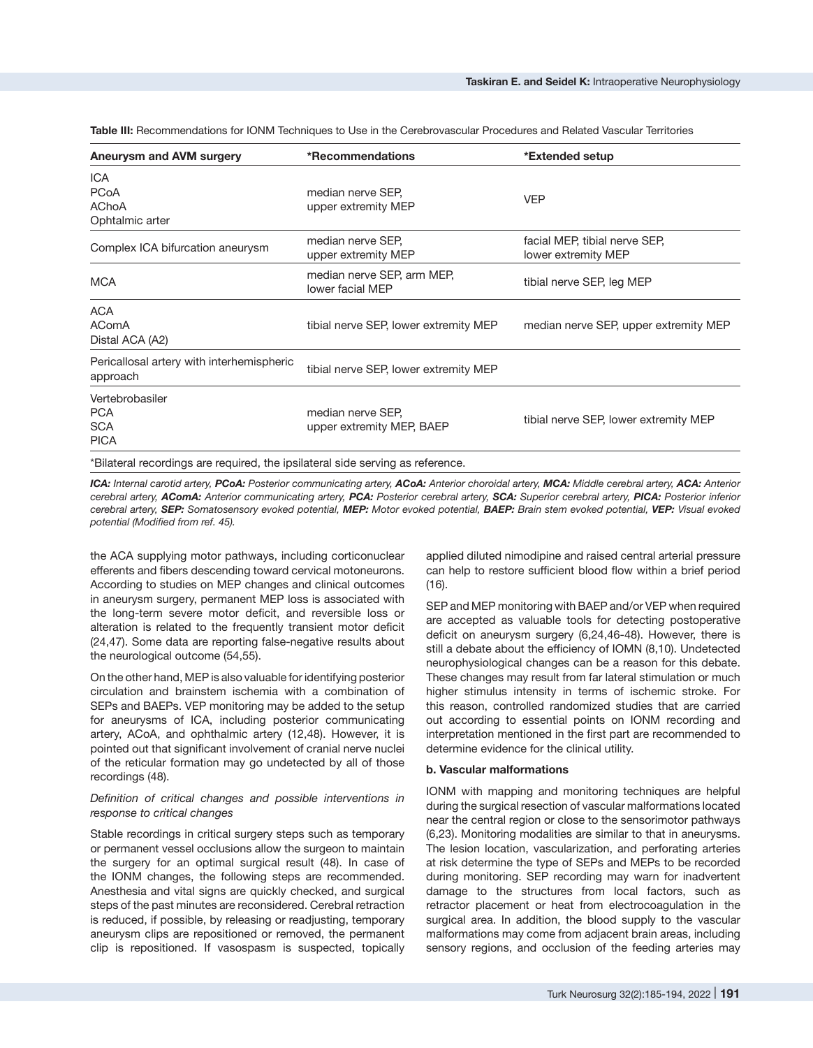**Table III:** Recommendations for IONM Techniques to Use in the Cerebrovascular Procedures and Related Vascular Territories

| Aneurysm and AVM surgery | *Recommendations | *Extended setup |
|---|---|---|
| ICA<br>PCoA<br>AChoA<br>Ophtalmic arter | median nerve SEP,<br>upper extremity MEP | VEP |
| Complex ICA bifurcation aneurysm | median nerve SEP,<br>upper extremity MEP | facial MEP, tibial nerve SEP,<br>lower extremity MEP |
| MCA | median nerve SEP, arm MEP,<br>lower facial MEP | tibial nerve SEP, leg MEP |
| ACA<br>AComA<br>Distal ACA (A2) | tibial nerve SEP, lower extremity MEP | median nerve SEP, upper extremity MEP |
| Pericallosal artery with interhemispheric approach | tibial nerve SEP, lower extremity MEP | |
| Vertebrobasiler<br>PCA<br>SCA<br>PICA | median nerve SEP,<br>upper extremity MEP, BAEP | tibial nerve SEP, lower extremity MEP |

*Bilateral recordings are required, the ipsilateral side serving as reference.

***ICA:** Internal carotid artery, **PCoA:** Posterior communicating artery, **ACoA:** Anterior choroidal artery, **MCA:** Middle cerebral artery, **ACA:** Anterior cerebral artery, **AComA:** Anterior communicating artery, **PCA:** Posterior cerebral artery, **SCA:** Superior cerebral artery, **PICA:** Posterior inferior cerebral artery, **SEP:** Somatosensory evoked potential, **MEP:** Motor evoked potential, **BAEP:** Brain stem evoked potential, **VEP:** Visual evoked potential (Modified from ref. 45).*

the ACA supplying motor pathways, including corticonuclear efferents and fibers descending toward cervical motoneurons. According to studies on MEP changes and clinical outcomes in aneurysm surgery, permanent MEP loss is associated with the long-term severe motor deficit, and reversible loss or alteration is related to the frequently transient motor deficit (24,47). Some data are reporting false-negative results about the neurological outcome (54,55).

On the other hand, MEP is also valuable for identifying posterior circulation and brainstem ischemia with a combination of SEPs and BAEPs. VEP monitoring may be added to the setup for aneurysms of ICA, including posterior communicating artery, ACoA, and ophthalmic artery (12,48). However, it is pointed out that significant involvement of cranial nerve nuclei of the reticular formation may go undetected by all of those recordings (48).

*Definition of critical changes and possible interventions in response to critical changes*

Stable recordings in critical surgery steps such as temporary or permanent vessel occlusions allow the surgeon to maintain the surgery for an optimal surgical result (48). In case of the IONM changes, the following steps are recommended. Anesthesia and vital signs are quickly checked, and surgical steps of the past minutes are reconsidered. Cerebral retraction is reduced, if possible, by releasing or readjusting, temporary aneurysm clips are repositioned or removed, the permanent clip is repositioned. If vasospasm is suspected, topically applied diluted nimodipine and raised central arterial pressure can help to restore sufficient blood flow within a brief period (16).

SEP and MEP monitoring with BAEP and/or VEP when required are accepted as valuable tools for detecting postoperative deficit on aneurysm surgery (6,24,46-48). However, there is still a debate about the efficiency of IOMN (8,10). Undetected neurophysiological changes can be a reason for this debate. These changes may result from far lateral stimulation or much higher stimulus intensity in terms of ischemic stroke. For this reason, controlled randomized studies that are carried out according to essential points on IONM recording and interpretation mentioned in the first part are recommended to determine evidence for the clinical utility.

**b. Vascular malformations**

IONM with mapping and monitoring techniques are helpful during the surgical resection of vascular malformations located near the central region or close to the sensorimotor pathways (6,23). Monitoring modalities are similar to that in aneurysms. The lesion location, vascularization, and perforating arteries at risk determine the type of SEPs and MEPs to be recorded during monitoring. SEP recording may warn for inadvertent damage to the structures from local factors, such as retractor placement or heat from electrocoagulation in the surgical area. In addition, the blood supply to the vascular malformations may come from adjacent brain areas, including sensory regions, and occlusion of the feeding arteries may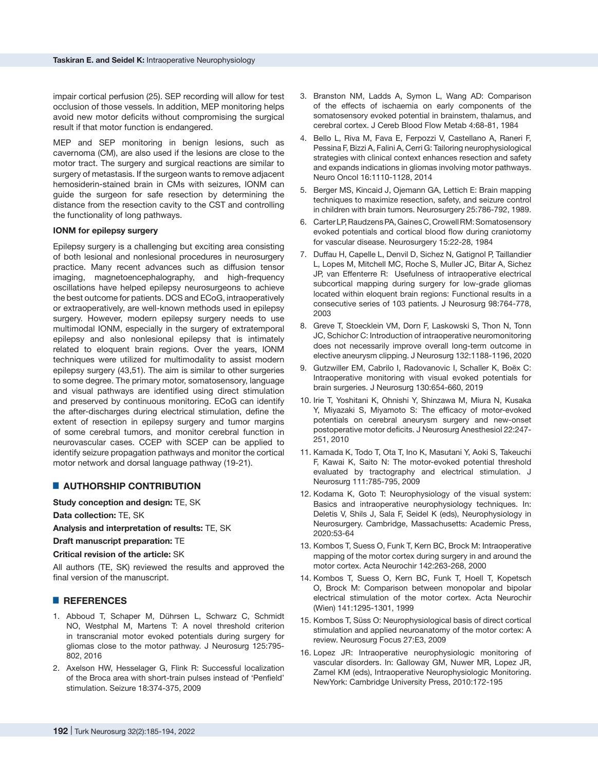impair cortical perfusion (25). SEP recording will allow for test occlusion of those vessels. In addition, MEP monitoring helps avoid new motor deficits without compromising the surgical result if that motor function is endangered.

MEP and SEP monitoring in benign lesions, such as cavernoma (CM), are also used if the lesions are close to the motor tract. The surgery and surgical reactions are similar to surgery of metastasis. If the surgeon wants to remove adjacent hemosiderin-stained brain in CMs with seizures, IONM can guide the surgeon for safe resection by determining the distance from the resection cavity to the CST and controlling the functionality of long pathways.

**IONM for epilepsy surgery**

Epilepsy surgery is a challenging but exciting area consisting of both lesional and nonlesional procedures in neurosurgery practice. Many recent advances such as diffusion tensor imaging, magnetoencephalography, and high-frequency oscillations have helped epilepsy neurosurgeons to achieve the best outcome for patients. DCS and ECoG, intraoperatively or extraoperatively, are well-known methods used in epilepsy surgery. However, modern epilepsy surgery needs to use multimodal IONM, especially in the surgery of extratemporal epilepsy and also nonlesional epilepsy that is intimately related to eloquent brain regions. Over the years, IONM techniques were utilized for multimodality to assist modern epilepsy surgery (43,51). The aim is similar to other surgeries to some degree. The primary motor, somatosensory, language and visual pathways are identified using direct stimulation and preserved by continuous monitoring. ECoG can identify the after-discharges during electrical stimulation, define the extent of resection in epilepsy surgery and tumor margins of some cerebral tumors, and monitor cerebral function in neurovascular cases. CCEP with SCEP can be applied to identify seizure propagation pathways and monitor the cortical motor network and dorsal language pathway (19-21).

## AUTHORSHIP CONTRIBUTION

**Study conception and design:** TE, SK

**Data collection:** TE, SK

**Analysis and interpretation of results:** TE, SK

**Draft manuscript preparation:** TE

**Critical revision of the article:** SK

All authors (TE, SK) reviewed the results and approved the final version of the manuscript.

## REFERENCES

1. Abboud T, Schaper M, Dührsen L, Schwarz C, Schmidt NO, Westphal M, Martens T: A novel threshold criterion in transcranial motor evoked potentials during surgery for gliomas close to the motor pathway. J Neurosurg 125:795-802, 2016
2. Axelson HW, Hesselager G, Flink R: Successful localization of the Broca area with short-train pulses instead of 'Penfield' stimulation. Seizure 18:374-375, 2009
3. Branston NM, Ladds A, Symon L, Wang AD: Comparison of the effects of ischaemia on early components of the somatosensory evoked potential in brainstem, thalamus, and cerebral cortex. J Cereb Blood Flow Metab 4:68-81, 1984
4. Bello L, Riva M, Fava E, Ferpozzi V, Castellano A, Raneri F, Pessina F, Bizzi A, Falini A, Cerri G: Tailoring neurophysiological strategies with clinical context enhances resection and safety and expands indications in gliomas involving motor pathways. Neuro Oncol 16:1110-1128, 2014
5. Berger MS, Kincaid J, Ojemann GA, Lettich E: Brain mapping techniques to maximize resection, safety, and seizure control in children with brain tumors. Neurosurgery 25:786-792, 1989.
6. Carter LP, Raudzens PA, Gaines C, Crowell RM: Somatosensory evoked potentials and cortical blood flow during craniotomy for vascular disease. Neurosurgery 15:22-28, 1984
7. Duffau H, Capelle L, Denvil D, Sichez N, Gatignol P, Taillandier L, Lopes M, Mitchell MC, Roche S, Muller JC, Bitar A, Sichez JP, van Effenterre R: Usefulness of intraoperative electrical subcortical mapping during surgery for low-grade gliomas located within eloquent brain regions: Functional results in a consecutive series of 103 patients. J Neurosurg 98:764-778, 2003
8. Greve T, Stoecklein VM, Dorn F, Laskowski S, Thon N, Tonn JC, Schichor C: Introduction of intraoperative neuromonitoring does not necessarily improve overall long-term outcome in elective aneurysm clipping. J Neurosurg 132:1188-1196, 2020
9. Gutzwiller EM, Cabrilo I, Radovanovic I, Schaller K, Boëx C: Intraoperative monitoring with visual evoked potentials for brain surgeries. J Neurosurg 130:654-660, 2019
10. Irie T, Yoshitani K, Ohnishi Y, Shinzawa M, Miura N, Kusaka Y, Miyazaki S, Miyamoto S: The efficacy of motor-evoked potentials on cerebral aneurysm surgery and new-onset postoperative motor deficits. J Neurosurg Anesthesiol 22:247-251, 2010
11. Kamada K, Todo T, Ota T, Ino K, Masutani Y, Aoki S, Takeuchi F, Kawai K, Saito N: The motor-evoked potential threshold evaluated by tractography and electrical stimulation. J Neurosurg 111:785-795, 2009
12. Kodama K, Goto T: Neurophysiology of the visual system: Basics and intraoperative neurophysiology techniques. In: Deletis V, Shils J, Sala F, Seidel K (eds), Neurophysiology in Neurosurgery. Cambridge, Massachusetts: Academic Press, 2020:53-64
13. Kombos T, Suess O, Funk T, Kern BC, Brock M: Intraoperative mapping of the motor cortex during surgery in and around the motor cortex. Acta Neurochir 142:263-268, 2000
14. Kombos T, Suess O, Kern BC, Funk T, Hoell T, Kopetsch O, Brock M: Comparison between monopolar and bipolar electrical stimulation of the motor cortex. Acta Neurochir (Wien) 141:1295-1301, 1999
15. Kombos T, Süss O: Neurophysiological basis of direct cortical stimulation and applied neuroanatomy of the motor cortex: A review. Neurosurg Focus 27:E3, 2009
16. Lopez JR: Intraoperative neurophysiologic monitoring of vascular disorders. In: Galloway GM, Nuwer MR, Lopez JR, Zamel KM (eds), Intraoperative Neurophysiologic Monitoring. NewYork: Cambridge University Press, 2010:172-195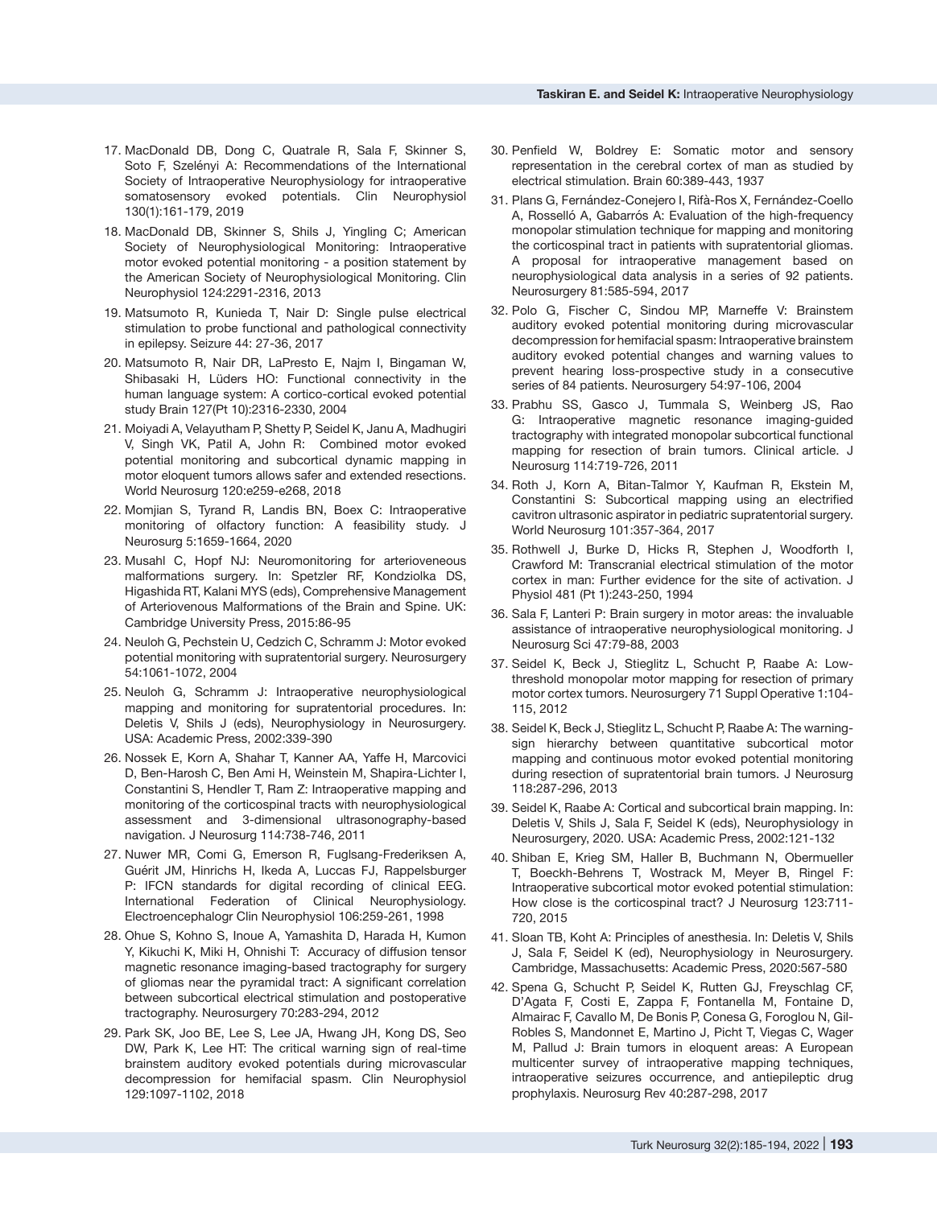17. MacDonald DB, Dong C, Quatrale R, Sala F, Skinner S, Soto F, Szelényi A: Recommendations of the International Society of Intraoperative Neurophysiology for intraoperative somatosensory evoked potentials. Clin Neurophysiol 130(1):161-179, 2019

18. MacDonald DB, Skinner S, Shils J, Yingling C; American Society of Neurophysiological Monitoring: Intraoperative motor evoked potential monitoring - a position statement by the American Society of Neurophysiological Monitoring. Clin Neurophysiol 124:2291-2316, 2013

19. Matsumoto R, Kunieda T, Nair D: Single pulse electrical stimulation to probe functional and pathological connectivity in epilepsy. Seizure 44: 27-36, 2017

20. Matsumoto R, Nair DR, LaPresto E, Najm I, Bingaman W, Shibasaki H, Lüders HO: Functional connectivity in the human language system: A cortico-cortical evoked potential study Brain 127(Pt 10):2316-2330, 2004

21. Moiyadi A, Velayutham P, Shetty P, Seidel K, Janu A, Madhugiri V, Singh VK, Patil A, John R: Combined motor evoked potential monitoring and subcortical dynamic mapping in motor eloquent tumors allows safer and extended resections. World Neurosurg 120:e259-e268, 2018

22. Momjian S, Tyrand R, Landis BN, Boex C: Intraoperative monitoring of olfactory function: A feasibility study. J Neurosurg 5:1659-1664, 2020

23. Musahl C, Hopf NJ: Neuromonitoring for arterioveneous malformations surgery. In: Spetzler RF, Kondziolka DS, Higashida RT, Kalani MYS (eds), Comprehensive Management of Arteriovenous Malformations of the Brain and Spine. UK: Cambridge University Press, 2015:86-95

24. Neuloh G, Pechstein U, Cedzich C, Schramm J: Motor evoked potential monitoring with supratentorial surgery. Neurosurgery 54:1061-1072, 2004

25. Neuloh G, Schramm J: Intraoperative neurophysiological mapping and monitoring for supratentorial procedures. In: Deletis V, Shils J (eds), Neurophysiology in Neurosurgery. USA: Academic Press, 2002:339-390

26. Nossek E, Korn A, Shahar T, Kanner AA, Yaffe H, Marcovici D, Ben-Harosh C, Ben Ami H, Weinstein M, Shapira-Lichter I, Constantini S, Hendler T, Ram Z: Intraoperative mapping and monitoring of the corticospinal tracts with neurophysiological assessment and 3-dimensional ultrasonography-based navigation. J Neurosurg 114:738-746, 2011

27. Nuwer MR, Comi G, Emerson R, Fuglsang-Frederiksen A, Guérit JM, Hinrichs H, Ikeda A, Luccas FJ, Rappelsburger P: IFCN standards for digital recording of clinical EEG. International Federation of Clinical Neurophysiology. Electroencephalogr Clin Neurophysiol 106:259-261, 1998

28. Ohue S, Kohno S, Inoue A, Yamashita D, Harada H, Kumon Y, Kikuchi K, Miki H, Ohnishi T: Accuracy of diffusion tensor magnetic resonance imaging-based tractography for surgery of gliomas near the pyramidal tract: A significant correlation between subcortical electrical stimulation and postoperative tractography. Neurosurgery 70:283-294, 2012

29. Park SK, Joo BE, Lee S, Lee JA, Hwang JH, Kong DS, Seo DW, Park K, Lee HT: The critical warning sign of real-time brainstem auditory evoked potentials during microvascular decompression for hemifacial spasm. Clin Neurophysiol 129:1097-1102, 2018

30. Penfield W, Boldrey E: Somatic motor and sensory representation in the cerebral cortex of man as studied by electrical stimulation. Brain 60:389-443, 1937

31. Plans G, Fernández-Conejero I, Rifà-Ros X, Fernández-Coello A, Rosselló A, Gabarrós A: Evaluation of the high-frequency monopolar stimulation technique for mapping and monitoring the corticospinal tract in patients with supratentorial gliomas. A proposal for intraoperative management based on neurophysiological data analysis in a series of 92 patients. Neurosurgery 81:585-594, 2017

32. Polo G, Fischer C, Sindou MP, Marneffe V: Brainstem auditory evoked potential monitoring during microvascular decompression for hemifacial spasm: Intraoperative brainstem auditory evoked potential changes and warning values to prevent hearing loss-prospective study in a consecutive series of 84 patients. Neurosurgery 54:97-106, 2004

33. Prabhu SS, Gasco J, Tummala S, Weinberg JS, Rao G: Intraoperative magnetic resonance imaging-guided tractography with integrated monopolar subcortical functional mapping for resection of brain tumors. Clinical article. J Neurosurg 114:719-726, 2011

34. Roth J, Korn A, Bitan-Talmor Y, Kaufman R, Ekstein M, Constantini S: Subcortical mapping using an electrified cavitron ultrasonic aspirator in pediatric supratentorial surgery. World Neurosurg 101:357-364, 2017

35. Rothwell J, Burke D, Hicks R, Stephen J, Woodforth I, Crawford M: Transcranial electrical stimulation of the motor cortex in man: Further evidence for the site of activation. J Physiol 481 (Pt 1):243-250, 1994

36. Sala F, Lanteri P: Brain surgery in motor areas: the invaluable assistance of intraoperative neurophysiological monitoring. J Neurosurg Sci 47:79-88, 2003

37. Seidel K, Beck J, Stieglitz L, Schucht P, Raabe A: Low-threshold monopolar motor mapping for resection of primary motor cortex tumors. Neurosurgery 71 Suppl Operative 1:104-115, 2012

38. Seidel K, Beck J, Stieglitz L, Schucht P, Raabe A: The warning-sign hierarchy between quantitative subcortical motor mapping and continuous motor evoked potential monitoring during resection of supratentorial brain tumors. J Neurosurg 118:287-296, 2013

39. Seidel K, Raabe A: Cortical and subcortical brain mapping. In: Deletis V, Shils J, Sala F, Seidel K (eds), Neurophysiology in Neurosurgery, 2020. USA: Academic Press, 2002:121-132

40. Shiban E, Krieg SM, Haller B, Buchmann N, Obermueller T, Boeckh-Behrens T, Wostrack M, Meyer B, Ringel F: Intraoperative subcortical motor evoked potential stimulation: How close is the corticospinal tract? J Neurosurg 123:711-720, 2015

41. Sloan TB, Koht A: Principles of anesthesia. In: Deletis V, Shils J, Sala F, Seidel K (ed), Neurophysiology in Neurosurgery. Cambridge, Massachusetts: Academic Press, 2020:567-580

42. Spena G, Schucht P, Seidel K, Rutten GJ, Freyschlag CF, D'Agata F, Costi E, Zappa F, Fontanella M, Fontaine D, Almairac F, Cavallo M, De Bonis P, Conesa G, Foroglou N, Gil-Robles S, Mandonnet E, Martino J, Picht T, Viegas C, Wager M, Pallud J: Brain tumors in eloquent areas: A European multicenter survey of intraoperative mapping techniques, intraoperative seizures occurrence, and antiepileptic drug prophylaxis. Neurosurg Rev 40:287-298, 2017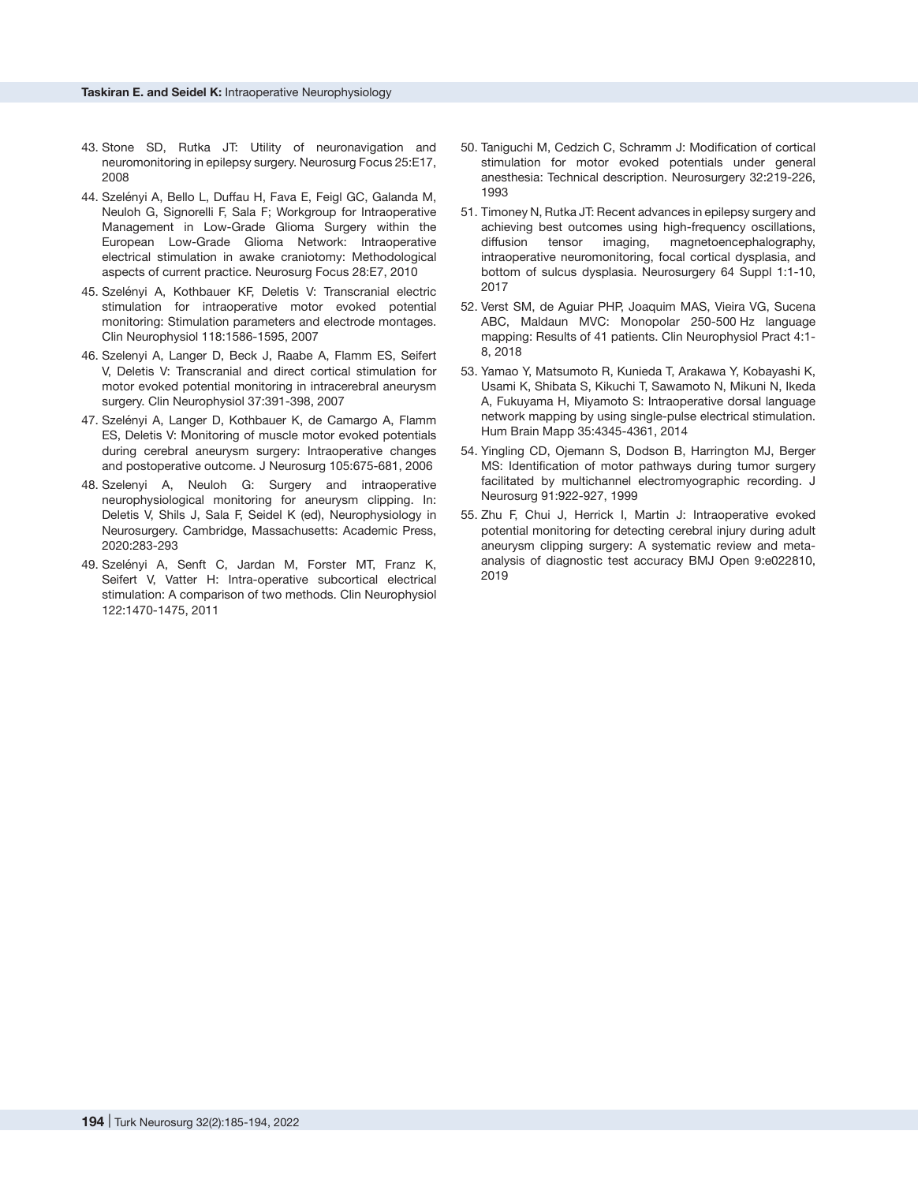43. Stone SD, Rutka JT: Utility of neuronavigation and neuromonitoring in epilepsy surgery. Neurosurg Focus 25:E17, 2008

44. Szelényi A, Bello L, Duffau H, Fava E, Feigl GC, Galanda M, Neuloh G, Signorelli F, Sala F; Workgroup for Intraoperative Management in Low-Grade Glioma Surgery within the European Low-Grade Glioma Network: Intraoperative electrical stimulation in awake craniotomy: Methodological aspects of current practice. Neurosurg Focus 28:E7, 2010

45. Szelényi A, Kothbauer KF, Deletis V: Transcranial electric stimulation for intraoperative motor evoked potential monitoring: Stimulation parameters and electrode montages. Clin Neurophysiol 118:1586-1595, 2007

46. Szelenyi A, Langer D, Beck J, Raabe A, Flamm ES, Seifert V, Deletis V: Transcranial and direct cortical stimulation for motor evoked potential monitoring in intracerebral aneurysm surgery. Clin Neurophysiol 37:391-398, 2007

47. Szelényi A, Langer D, Kothbauer K, de Camargo A, Flamm ES, Deletis V: Monitoring of muscle motor evoked potentials during cerebral aneurysm surgery: Intraoperative changes and postoperative outcome. J Neurosurg 105:675-681, 2006

48. Szelenyi A, Neuloh G: Surgery and intraoperative neurophysiological monitoring for aneurysm clipping. In: Deletis V, Shils J, Sala F, Seidel K (ed), Neurophysiology in Neurosurgery. Cambridge, Massachusetts: Academic Press, 2020:283-293

49. Szelényi A, Senft C, Jardan M, Forster MT, Franz K, Seifert V, Vatter H: Intra-operative subcortical electrical stimulation: A comparison of two methods. Clin Neurophysiol 122:1470-1475, 2011

50. Taniguchi M, Cedzich C, Schramm J: Modification of cortical stimulation for motor evoked potentials under general anesthesia: Technical description. Neurosurgery 32:219-226, 1993

51. Timoney N, Rutka JT: Recent advances in epilepsy surgery and achieving best outcomes using high-frequency oscillations, diffusion tensor imaging, magnetoencephalography, intraoperative neuromonitoring, focal cortical dysplasia, and bottom of sulcus dysplasia. Neurosurgery 64 Suppl 1:1-10, 2017

52. Verst SM, de Aguiar PHP, Joaquim MAS, Vieira VG, Sucena ABC, Maldaun MVC: Monopolar 250-500 Hz language mapping: Results of 41 patients. Clin Neurophysiol Pract 4:1-8, 2018

53. Yamao Y, Matsumoto R, Kunieda T, Arakawa Y, Kobayashi K, Usami K, Shibata S, Kikuchi T, Sawamoto N, Mikuni N, Ikeda A, Fukuyama H, Miyamoto S: Intraoperative dorsal language network mapping by using single-pulse electrical stimulation. Hum Brain Mapp 35:4345-4361, 2014

54. Yingling CD, Ojemann S, Dodson B, Harrington MJ, Berger MS: Identification of motor pathways during tumor surgery facilitated by multichannel electromyographic recording. J Neurosurg 91:922-927, 1999

55. Zhu F, Chui J, Herrick I, Martin J: Intraoperative evoked potential monitoring for detecting cerebral injury during adult aneurysm clipping surgery: A systematic review and meta-analysis of diagnostic test accuracy BMJ Open 9:e022810, 2019